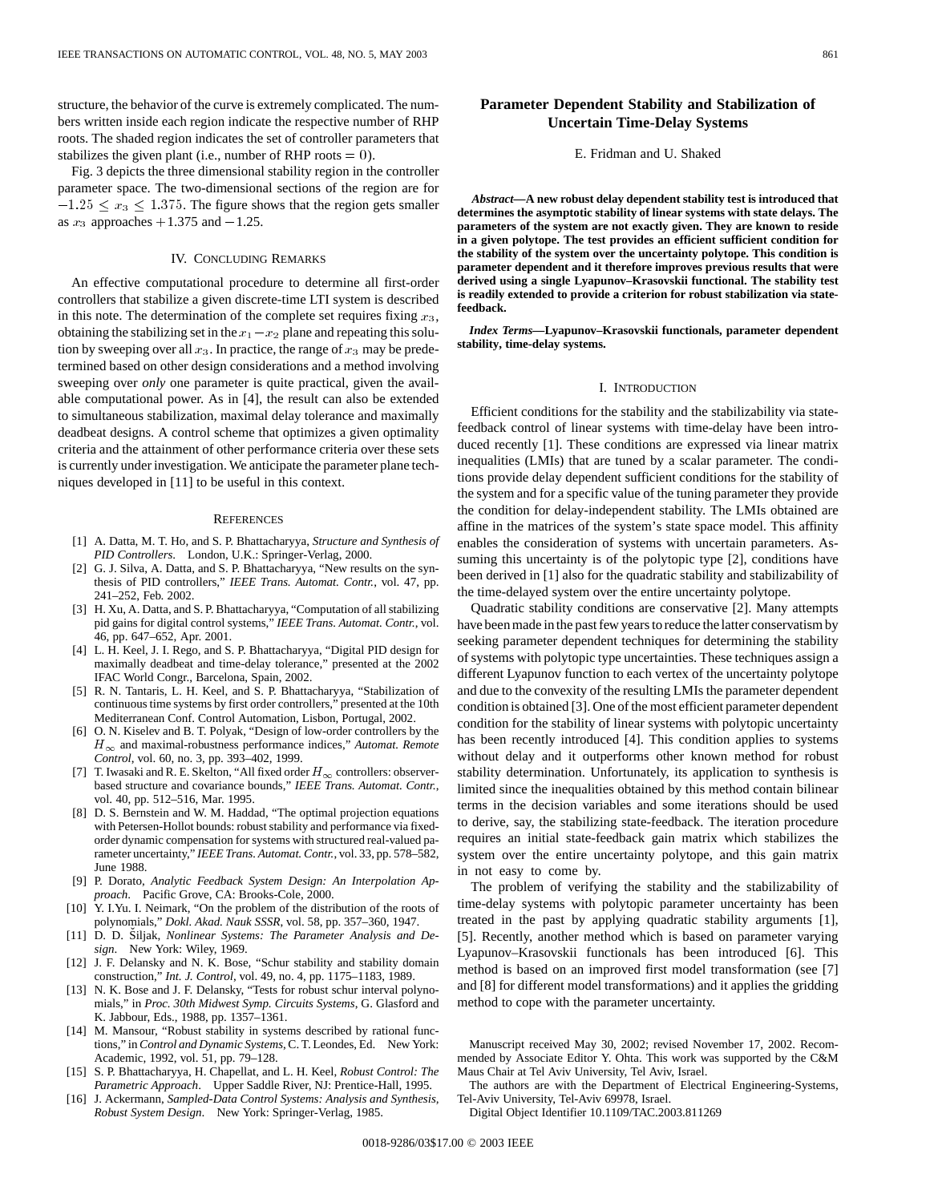structure, the behavior of the curve is extremely complicated. The numbers written inside each region indicate the respective number of RHP roots. The shaded region indicates the set of controller parameters that stabilizes the given plant (i.e., number of RHP roots $= 0$).

Fig. 3 depicts the three dimensional stability region in the controller parameter space. The two-dimensional sections of the region are for $-1.25 \leq x_3 \leq 1.375$. The figure shows that the region gets smaller as $x_3$ approaches $+1.375$ and $-1.25$.

## IV. Concluding Remarks

An effective computational procedure to determine all first-order controllers that stabilize a given discrete-time LTI system is described in this note. The determination of the complete set requires fixing $x_3$, obtaining the stabilizing set in the $x_1 - x_2$ plane and repeating this solution by sweeping over all $x_3$. In practice, the range of $x_3$ may be predetermined based on other design considerations and a method involving sweeping over *only* one parameter is quite practical, given the available computational power. As in [4], the result can also be extended to simultaneous stabilization, maximal delay tolerance and maximally deadbeat designs. A control scheme that optimizes a given optimality criteria and the attainment of other performance criteria over these sets is currently under investigation. We anticipate the parameter plane techniques developed in [11] to be useful in this context.

## References

[1] A. Datta, M. T. Ho, and S. P. Bhattacharyya, *Structure and Synthesis of PID Controllers*. London, U.K.: Springer-Verlag, 2000.

[2] G. J. Silva, A. Datta, and S. P. Bhattacharyya, "New results on the synthesis of PID controllers," *IEEE Trans. Automat. Contr.*, vol. 47, pp. 241–252, Feb. 2002.

[3] H. Xu, A. Datta, and S. P. Bhattacharyya, "Computation of all stabilizing pid gains for digital control systems," *IEEE Trans. Automat. Contr.*, vol. 46, pp. 647–652, Apr. 2001.

[4] L. H. Keel, J. I. Rego, and S. P. Bhattacharyya, "Digital PID design for maximally deadbeat and time-delay tolerance," presented at the 2002 IFAC World Congr., Barcelona, Spain, 2002.

[5] R. N. Tantaris, L. H. Keel, and S. P. Bhattacharyya, "Stabilization of continuous time systems by first order controllers," presented at the 10th Mediterranean Conf. Control Automation, Lisbon, Portugal, 2002.

[6] O. N. Kiselev and B. T. Polyak, "Design of low-order controllers by the $H_\infty$ and maximal-robustness performance indices," *Automat. Remote Control*, vol. 60, no. 3, pp. 393–402, 1999.

[7] T. Iwasaki and R. E. Skelton, "All fixed order $H_\infty$ controllers: observer-based structure and covariance bounds," *IEEE Trans. Automat. Contr.*, vol. 40, pp. 512–516, Mar. 1995.

[8] D. S. Bernstein and W. M. Haddad, "The optimal projection equations with Petersen-Hollot bounds: robust stability and performance via fixed-order dynamic compensation for systems with structured real-valued parameter uncertainty," *IEEE Trans. Automat. Contr.*, vol. 33, pp. 578–582, June 1988.

[9] P. Dorato, *Analytic Feedback System Design: An Interpolation Approach*. Pacific Grove, CA: Brooks-Cole, 2000.

[10] Y. I.Yu. I. Neimark, "On the problem of the distribution of the roots of polynomials," *Dokl. Akad. Nauk SSSR*, vol. 58, pp. 357–360, 1947.

[11] D. D. Šiljak, *Nonlinear Systems: The Parameter Analysis and Design*. New York: Wiley, 1969.

[12] J. F. Delansky and N. K. Bose, "Schur stability and stability domain construction," *Int. J. Control*, vol. 49, no. 4, pp. 1175–1183, 1989.

[13] N. K. Bose and J. F. Delansky, "Tests for robust schur interval polynomials," in *Proc. 30th Midwest Symp. Circuits Systems*, G. Glasford and K. Jabbour, Eds., 1988, pp. 1357–1361.

[14] M. Mansour, "Robust stability in systems described by rational functions," in *Control and Dynamic Systems*, C. T. Leondes, Ed. New York: Academic, 1992, vol. 51, pp. 79–128.

[15] S. P. Bhattacharyya, H. Chapellat, and L. H. Keel, *Robust Control: The Parametric Approach*. Upper Saddle River, NJ: Prentice-Hall, 1995.

[16] J. Ackermann, *Sampled-Data Control Systems: Analysis and Synthesis, Robust System Design*. New York: Springer-Verlag, 1985.

# Parameter Dependent Stability and Stabilization of Uncertain Time-Delay Systems

E. Fridman and U. Shaked

***Abstract*—A new robust delay dependent stability test is introduced that determines the asymptotic stability of linear systems with state delays. The parameters of the system are not exactly given. They are known to reside in a given polytope. The test provides an efficient sufficient condition for the stability of the system over the uncertainty polytope. This condition is parameter dependent and it therefore improves previous results that were derived using a single Lyapunov–Krasovskii functional. The stability test is readily extended to provide a criterion for robust stabilization via state-feedback.**

***Index Terms*—Lyapunov–Krasovskii functionals, parameter dependent stability, time-delay systems.**

## I. Introduction

Efficient conditions for the stability and the stabilizability via state-feedback control of linear systems with time-delay have been introduced recently [1]. These conditions are expressed via linear matrix inequalities (LMIs) that are tuned by a scalar parameter. The conditions provide delay dependent sufficient conditions for the stability of the system and for a specific value of the tuning parameter they provide the condition for delay-independent stability. The LMIs obtained are affine in the matrices of the system's state space model. This affinity enables the consideration of systems with uncertain parameters. Assuming this uncertainty is of the polytopic type [2], conditions have been derived in [1] also for the quadratic stability and stabilizability of the time-delayed system over the entire uncertainty polytope.

Quadratic stability conditions are conservative [2]. Many attempts have been made in the past few years to reduce the latter conservatism by seeking parameter dependent techniques for determining the stability of systems with polytopic type uncertainties. These techniques assign a different Lyapunov function to each vertex of the uncertainty polytope and due to the convexity of the resulting LMIs the parameter dependent condition is obtained [3]. One of the most efficient parameter dependent condition for the stability of linear systems with polytopic uncertainty has been recently introduced [4]. This condition applies to systems without delay and it outperforms other known method for robust stability determination. Unfortunately, its application to synthesis is limited since the inequalities obtained by this method contain bilinear terms in the decision variables and some iterations should be used to derive, say, the stabilizing state-feedback. The iteration procedure requires an initial state-feedback gain matrix which stabilizes the system over the entire uncertainty polytope, and this gain matrix in not easy to come by.

The problem of verifying the stability and the stabilizability of time-delay systems with polytopic parameter uncertainty has been treated in the past by applying quadratic stability arguments [1], [5]. Recently, another method which is based on parameter varying Lyapunov–Krasovskii functionals has been introduced [6]. This method is based on an improved first model transformation (see [7] and [8] for different model transformations) and it applies the gridding method to cope with the parameter uncertainty.

Manuscript received May 30, 2002; revised November 17, 2002. Recommended by Associate Editor Y. Ohta. This work was supported by the C&M Maus Chair at Tel Aviv University, Tel Aviv, Israel.

The authors are with the Department of Electrical Engineering-Systems, Tel-Aviv University, Tel-Aviv 69978, Israel.

Digital Object Identifier 10.1109/TAC.2003.811269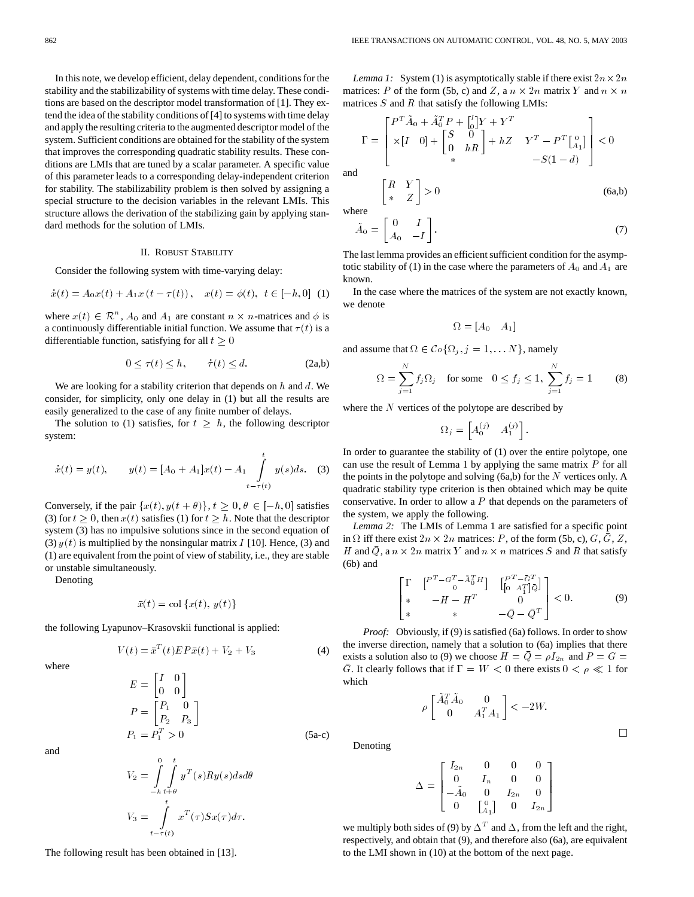In this note, we develop efficient, delay dependent, conditions for the stability and the stabilizability of systems with time delay. These conditions are based on the descriptor model transformation of [1]. They extend the idea of the stability conditions of [4] to systems with time delay and apply the resulting criteria to the augmented descriptor model of the system. Sufficient conditions are obtained for the stability of the system that improves the corresponding quadratic stability results. These conditions are LMIs that are tuned by a scalar parameter. A specific value of this parameter leads to a corresponding delay-independent criterion for stability. The stabilizability problem is then solved by assigning a special structure to the decision variables in the relevant LMIs. This structure allows the derivation of the stabilizing gain by applying standard methods for the solution of LMIs.

## II. Robust Stability

Consider the following system with time-varying delay:

$$\dot{x}(t) = A_0 x(t) + A_1 x(t-\tau(t)), \quad x(t) = \phi(t), \; t \in [-h, 0] \quad (1)$$

where $x(t) \in \mathcal{R}^n$, $A_0$ and $A_1$ are constant $n \times n$-matrices and $\phi$ is a continuously differentiable initial function. We assume that $\tau(t)$ is a differentiable function, satisfying for all $t \geq 0$

$$0 \leq \tau(t) \leq h, \qquad \dot{\tau}(t) \leq d. \quad \text{(2a,b)}$$

We are looking for a stability criterion that depends on $h$ and $d$. We consider, for simplicity, only one delay in (1) but all the results are easily generalized to the case of any finite number of delays.

The solution to (1) satisfies, for $t \geq h$, the following descriptor system:

$$\dot{x}(t) = y(t), \qquad y(t) = [A_0 + A_1]x(t) - A_1 \int_{t-\tau(t)}^{t} y(s)ds. \quad (3)$$

Conversely, if the pair $\{x(t), y(t+\theta)\}$, $t \geq 0$, $\theta \in [-h, 0]$ satisfies (3) for $t \geq 0$, then $x(t)$ satisfies (1) for $t \geq h$. Note that the descriptor system (3) has no impulsive solutions since in the second equation of (3) $y(t)$ is multiplied by the nonsingular matrix $I$ [10]. Hence, (3) and (1) are equivalent from the point of view of stability, i.e., they are stable or unstable simultaneously.

Denoting

$$\bar{x}(t) = \text{col}\{x(t), y(t)\}$$

the following Lyapunov–Krasovskii functional is applied:

$$V(t) = \bar{x}^T(t) E P \bar{x}(t) + V_2 + V_3 \quad (4)$$

where

$$E = \begin{bmatrix} I & 0 \\ 0 & 0 \end{bmatrix}$$
$$P = \begin{bmatrix} P_1 & 0 \\ P_2 & P_3 \end{bmatrix}$$
$$P_1 = P_1^T > 0 \quad \text{(5a-c)}$$

and

$$V_2 = \int_{-h}^{0} \int_{t+\theta}^{t} y^T(s) R y(s) ds d\theta$$
$$V_3 = \int_{t-\tau(t)}^{t} x^T(\tau) S x(\tau) d\tau.$$

The following result has been obtained in [13].

*Lemma 1:* System (1) is asymptotically stable if there exist $2n \times 2n$ matrices: $P$ of the form (5b, c) and $Z$, a $n \times 2n$ matrix $Y$ and $n \times n$ matrices $S$ and $R$ that satisfy the following LMIs:

$$\Gamma = \begin{bmatrix} P^T \tilde{A}_0 + \tilde{A}_0^T P + \begin{bmatrix} I \\ 0 \end{bmatrix} Y + Y^T \\ \times [I \quad 0] + \begin{bmatrix} S & 0 \\ 0 & hR \end{bmatrix} + hZ & Y^T - P^T \begin{bmatrix} 0 \\ A_1 \end{bmatrix} \\ * & -S(1-d) \end{bmatrix} < 0$$

and

$$\begin{bmatrix} R & Y \\ * & Z \end{bmatrix} > 0 \quad \text{(6a,b)}$$

where

$$\tilde{A}_0 = \begin{bmatrix} 0 & I \\ A_0 & -I \end{bmatrix}. \quad (7)$$

The last lemma provides an efficient sufficient condition for the asymptotic stability of (1) in the case where the parameters of $A_0$ and $A_1$ are known.

In the case where the matrices of the system are not exactly known, we denote

$$\Omega = [A_0 \quad A_1]$$

and assume that $\Omega \in \mathcal{C}o\{\Omega_j, j = 1, \ldots N\}$, namely

$$\Omega = \sum_{j=1}^{N} f_j \Omega_j \quad \text{for some} \quad 0 \leq f_j \leq 1, \; \sum_{j=1}^{N} f_j = 1 \quad (8)$$

where the $N$ vertices of the polytope are described by

$$\Omega_j = \left[ A_0^{(j)} \quad A_1^{(j)} \right].$$

In order to guarantee the stability of (1) over the entire polytope, one can use the result of Lemma 1 by applying the same matrix $P$ for all the points in the polytope and solving (6a,b) for the $N$ vertices only. A quadratic stability type criterion is then obtained which may be quite conservative. In order to allow a $P$ that depends on the parameters of the system, we apply the following.

*Lemma 2:* The LMIs of Lemma 1 are satisfied for a specific point in $\Omega$ iff there exist $2n \times 2n$ matrices: $P$, of the form (5b, c), $G$, $\bar{G}$, $Z$, $H$ and $\bar{Q}$, a $n \times 2n$ matrix $Y$ and $n \times n$ matrices $S$ and $R$ that satisfy (6b) and

$$\begin{bmatrix} \Gamma & \begin{bmatrix} P^T - G^T - \tilde{A}_0^T H \\ 0 \end{bmatrix} & \begin{bmatrix} P^T - \bar{G}^T \\ \begin{bmatrix} 0 & A_1^T \end{bmatrix} \bar{Q} \end{bmatrix} \\ * & -H - H^T & 0 \\ * & * & -\bar{Q} - \bar{Q}^T \end{bmatrix} < 0. \quad (9)$$

*Proof:* Obviously, if (9) is satisfied (6a) follows. In order to show the inverse direction, namely that a solution to (6a) implies that there exists a solution also to (9) we choose $H = \bar{Q} = \rho I_{2n}$ and $P = G = \bar{G}$. It clearly follows that if $\Gamma = W < 0$ there exists $0 < \rho \ll 1$ for which

$$\rho \begin{bmatrix} \tilde{A}_0^T \tilde{A}_0 & 0 \\ 0 & A_1^T A_1 \end{bmatrix} < -2W.$$

□

Denoting

$$\Delta = \begin{bmatrix} I_{2n} & 0 & 0 & 0 \\ 0 & I_n & 0 & 0 \\ -\tilde{A}_0 & 0 & I_{2n} & 0 \\ 0 & \begin{bmatrix} 0 \\ A_1 \end{bmatrix} & 0 & I_{2n} \end{bmatrix}$$

we multiply both sides of (9) by $\Delta^T$ and $\Delta$, from the left and the right, respectively, and obtain that (9), and therefore also (6a), are equivalent to the LMI shown in (10) at the bottom of the next page.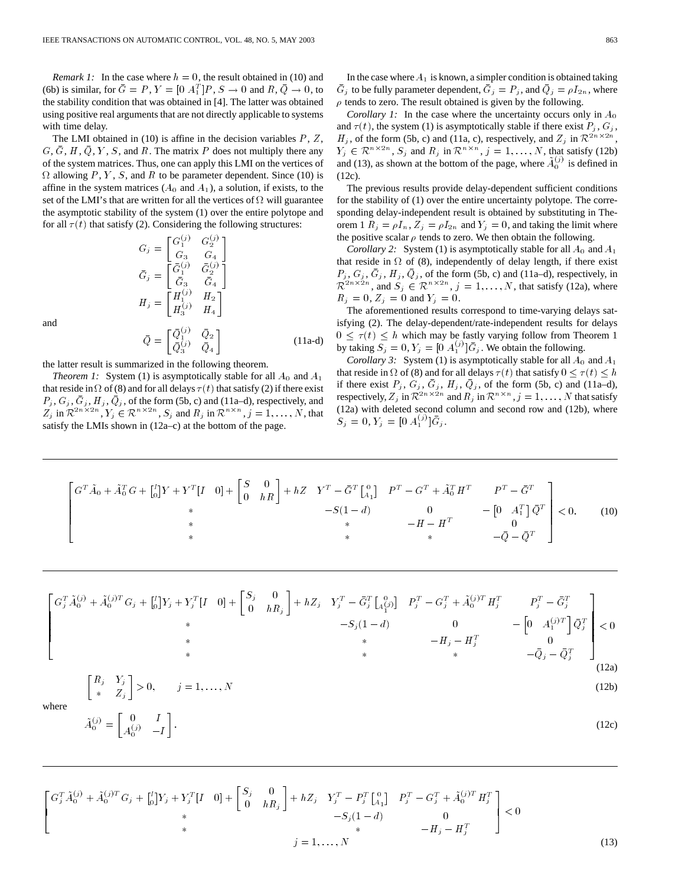*Remark 1:* In the case where $h = 0$, the result obtained in (10) and (6b) is similar, for $\bar{G} = P$, $Y = [0\ A_1^T]P$, $S \to 0$ and $R, \bar{Q} \to 0$, to the stability condition that was obtained in [4]. The latter was obtained using positive real arguments that are not directly applicable to systems with time delay.

The LMI obtained in (10) is affine in the decision variables $P$, $Z$, $G$, $\bar{G}$, $H$, $\bar{Q}$, $Y$, $S$, and $R$. The matrix $P$ does not multiply there any of the system matrices. Thus, one can apply this LMI on the vertices of $\Omega$ allowing $P$, $Y$, $S$, and $R$ to be parameter dependent. Since (10) is affine in the system matrices ($A_0$ and $A_1$), a solution, if exists, to the set of the LMI's that are written for all the vertices of $\Omega$ will guarantee the asymptotic stability of the system (1) over the entire polytope and for all $\tau(t)$ that satisfy (2). Considering the following structures:

$$G_j = \begin{bmatrix} G_1^{(j)} & G_2^{(j)} \\ G_3 & G_4 \end{bmatrix}$$

$$\bar{G}_j = \begin{bmatrix} \bar{G}_1^{(j)} & \bar{G}_2^{(j)} \\ \bar{G}_3 & \bar{G}_4 \end{bmatrix}$$

$$H_j = \begin{bmatrix} H_1^{(j)} & H_2 \\ H_3^{(j)} & H_4 \end{bmatrix}$$

and

$$\bar{Q} = \begin{bmatrix} \bar{Q}_1^{(j)} & \bar{Q}_2 \\ \bar{Q}_3^{(j)} & \bar{Q}_4 \end{bmatrix} \tag{11a-d}$$

the latter result is summarized in the following theorem.

*Theorem 1:* System (1) is asymptotically stable for all $A_0$ and $A_1$ that reside in $\Omega$ of (8) and for all delays $\tau(t)$ that satisfy (2) if there exist $P_j$, $G_j$, $\bar{G}_j$, $H_j$, $\bar{Q}_j$, of the form (5b, c) and (11a–d), respectively, and $Z_j$ in $\mathcal{R}^{2n\times 2n}$, $Y_j \in \mathcal{R}^{n\times 2n}$, $S_j$ and $R_j$ in $\mathcal{R}^{n\times n}$, $j = 1,\ldots,N$, that satisfy the LMIs shown in (12a–c) at the bottom of the page.

In the case where $A_1$ is known, a simpler condition is obtained taking $\bar{G}_j$ to be fully parameter dependent, $\bar{G}_j = P_j$, and $\bar{Q}_j = \rho I_{2n}$, where $\rho$ tends to zero. The result obtained is given by the following.

*Corollary 1:* In the case where the uncertainty occurs only in $A_0$ and $\tau(t)$, the system (1) is asymptotically stable if there exist $P_j$, $G_j$, $H_j$, of the form (5b, c) and (11a, c), respectively, and $Z_j$ in $\mathcal{R}^{2n\times 2n}$, $Y_j \in \mathcal{R}^{n\times 2n}$, $S_j$ and $R_j$ in $\mathcal{R}^{n\times n}$, $j = 1,\ldots,N$, that satisfy (12b) and (13), as shown at the bottom of the page, where $\tilde{A}_0^{(j)}$ is defined in (12c).

The previous results provide delay-dependent sufficient conditions for the stability of (1) over the entire uncertainty polytope. The corresponding delay-independent result is obtained by substituting in Theorem 1 $R_j = \rho I_n$, $Z_j = \rho I_{2n}$ and $Y_j = 0$, and taking the limit where the positive scalar $\rho$ tends to zero. We then obtain the following.

*Corollary 2:* System (1) is asymptotically stable for all $A_0$ and $A_1$ that reside in $\Omega$ of (8), independently of delay length, if there exist $P_j$, $G_j$, $\bar{G}_j$, $H_j$, $\bar{Q}_j$, of the form (5b, c) and (11a–d), respectively, in $\mathcal{R}^{2n\times 2n}$, and $S_j \in \mathcal{R}^{n\times 2n}$, $j = 1,\ldots,N$, that satisfy (12a), where $R_j = 0$, $Z_j = 0$ and $Y_j = 0$.

The aforementioned results correspond to time-varying delays satisfying (2). The delay-dependent/rate-independent results for delays $0 \le \tau(t) \le h$ which may be fastly varying follow from Theorem 1 by taking $S_j = 0$, $Y_j = [0\ A_1^{(j)}]\bar{G}_j$. We obtain the following.

*Corollary 3:* System (1) is asymptotically stable for all $A_0$ and $A_1$ that reside in $\Omega$ of (8) and for all delays $\tau(t)$ that satisfy $0 \le \tau(t) \le h$ if there exist $P_j$, $G_j$, $\bar{G}_j$, $H_j$, $\bar{Q}_j$, of the form (5b, c) and (11a–d), respectively, $Z_j$ in $\mathcal{R}^{2n\times 2n}$ and $R_j$ in $\mathcal{R}^{n\times n}$, $j = 1,\ldots,N$ that satisfy (12a) with deleted second column and second row and (12b), where $S_j = 0$, $Y_j = [0\ A_1^{(j)}]\bar{G}_j$.

$$\begin{bmatrix} G^T\tilde{A}_0 + \tilde{A}_0^T G + \begin{bmatrix} I \\ 0 \end{bmatrix} Y + Y^T [I\ \ 0] + \begin{bmatrix} S & 0 \\ 0 & hR \end{bmatrix} + hZ & Y^T - \bar{G}^T \begin{bmatrix} 0 \\ A_1 \end{bmatrix} & P^T - G^T + \tilde{A}_0^T H^T & P^T - \bar{G}^T \\ * & -S(1-d) & 0 & -\begin{bmatrix} 0 & A_1^T \end{bmatrix} \bar{Q}^T \\ * & * & -H - H^T & 0 \\ * & * & * & -\bar{Q} - \bar{Q}^T \end{bmatrix} < 0. \tag{10}$$

$$\begin{bmatrix} G_j^T\tilde{A}_0^{(j)} + \tilde{A}_0^{(j)T} G_j + \begin{bmatrix} I \\ 0 \end{bmatrix} Y_j + Y_j^T [I\ \ 0] + \begin{bmatrix} S_j & 0 \\ 0 & hR_j \end{bmatrix} + hZ_j & Y_j^T - \bar{G}_j^T \begin{bmatrix} 0 \\ A_1^{(j)} \end{bmatrix} & P_j^T - G_j^T + \tilde{A}_0^{(j)T} H_j^T & P_j^T - \bar{G}_j^T \\ * & -S_j(1-d) & 0 & -\begin{bmatrix} 0 & A_1^{(j)T} \end{bmatrix} \bar{Q}_j^T \\ * & * & -H_j - H_j^T & 0 \\ * & * & * & -\bar{Q}_j - \bar{Q}_j^T \end{bmatrix} < 0 \tag{12a}$$

$$\begin{bmatrix} R_j & Y_j \\ * & Z_j \end{bmatrix} > 0, \qquad j = 1,\ldots,N \tag{12b}$$

where

$$\tilde{A}_0^{(j)} = \begin{bmatrix} 0 & I \\ A_0^{(j)} & -I \end{bmatrix}. \tag{12c}$$

$$\begin{bmatrix} G_j^T\tilde{A}_0^{(j)} + \tilde{A}_0^{(j)T} G_j + \begin{bmatrix} I \\ 0 \end{bmatrix} Y_j + Y_j^T [I\ \ 0] + \begin{bmatrix} S_j & 0 \\ 0 & hR_j \end{bmatrix} + hZ_j & Y_j^T - P_j^T \begin{bmatrix} 0 \\ A_1 \end{bmatrix} & P_j^T - G_j^T + \tilde{A}_0^{(j)T} H_j^T \\ * & -S_j(1-d) & 0 \\ * & * & -H_j - H_j^T \end{bmatrix} < 0$$

$$j = 1,\ldots,N \tag{13}$$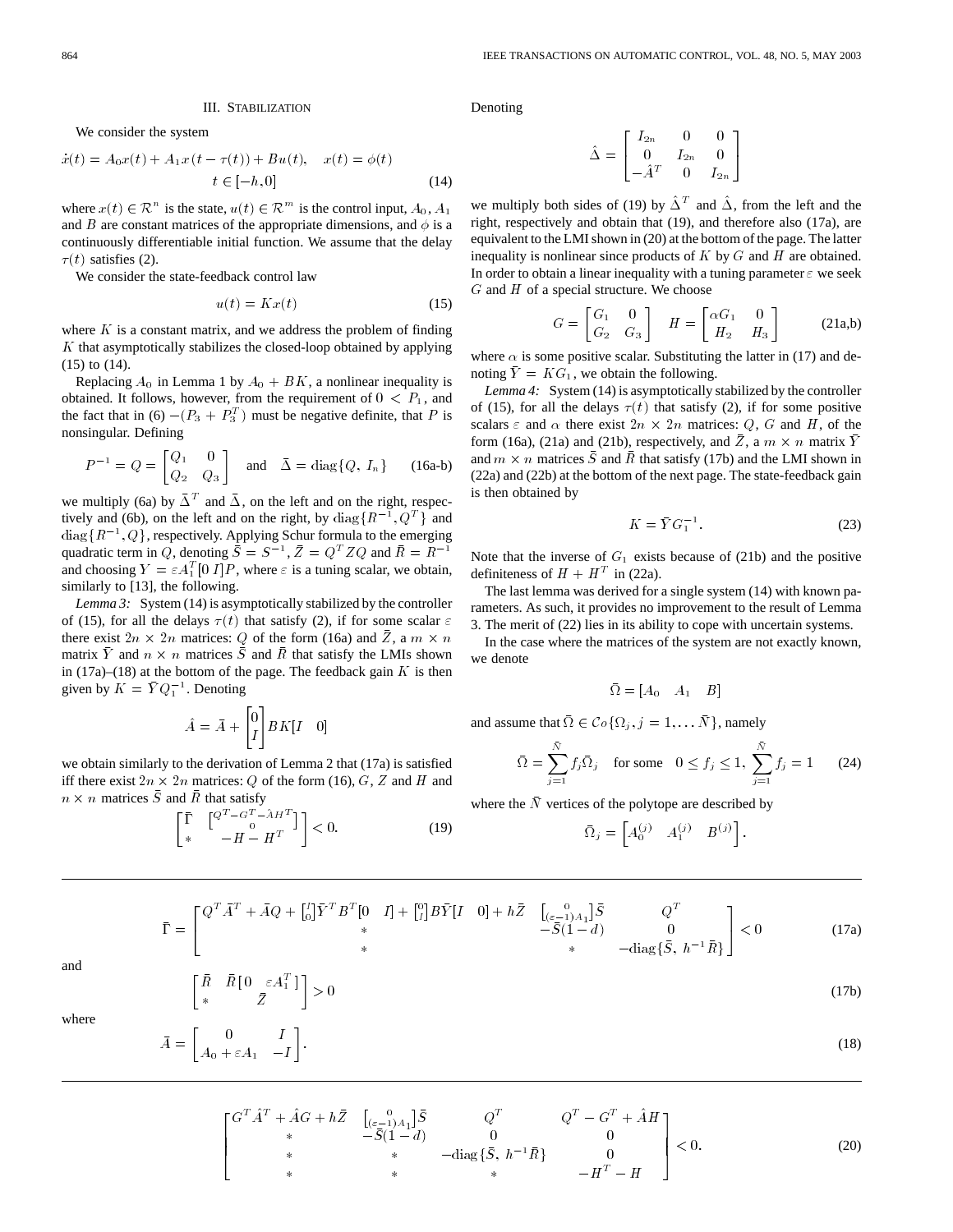## III. Stabilization

We consider the system

$$\dot{x}(t) = A_0 x(t) + A_1 x(t-\tau(t)) + Bu(t), \quad x(t) = \phi(t) \quad t \in [-h, 0] \tag{14}$$

where $x(t) \in \mathcal{R}^n$ is the state, $u(t) \in \mathcal{R}^m$ is the control input, $A_0$, $A_1$ and $B$ are constant matrices of the appropriate dimensions, and $\phi$ is a continuously differentiable initial function. We assume that the delay $\tau(t)$ satisfies (2).

We consider the state-feedback control law

$$u(t) = Kx(t) \tag{15}$$

where $K$ is a constant matrix, and we address the problem of finding $K$ that asymptotically stabilizes the closed-loop obtained by applying (15) to (14).

Replacing $A_0$ in Lemma 1 by $A_0 + BK$, a nonlinear inequality is obtained. It follows, however, from the requirement of $0 < P_1$, and the fact that in (6) $-(P_3 + P_3^T)$ must be negative definite, that $P$ is nonsingular. Defining

$$P^{-1} = Q = \begin{bmatrix} Q_1 & 0 \\ Q_2 & Q_3 \end{bmatrix} \quad \text{and} \quad \bar{\Delta} = \mathrm{diag}\{Q, I_n\} \tag{16a-b}$$

we multiply (6a) by $\bar{\Delta}^T$ and $\bar{\Delta}$, on the left and on the right, respectively and (6b), on the left and on the right, by $\mathrm{diag}\{R^{-1}, Q^T\}$ and $\mathrm{diag}\{R^{-1}, Q\}$, respectively. Applying Schur formula to the emerging quadratic term in $Q$, denoting $\bar{S} = S^{-1}$, $\bar{Z} = Q^T Z Q$ and $\bar{R} = R^{-1}$ and choosing $Y = \varepsilon A_1^T [0 \; I] P$, where $\varepsilon$ is a tuning scalar, we obtain, similarly to [13], the following.

*Lemma 3:* System (14) is asymptotically stabilized by the controller of (15), for all the delays $\tau(t)$ that satisfy (2), if for some scalar $\varepsilon$ there exist $2n \times 2n$ matrices: $Q$ of the form (16a) and $\bar{Z}$, a $m \times n$ matrix $\bar{Y}$ and $n \times n$ matrices $\bar{S}$ and $\bar{R}$ that satisfy the LMIs shown in (17a)–(18) at the bottom of the page. The feedback gain $K$ is then given by $K = \bar{Y} Q_1^{-1}$. Denoting

$$\hat{A} = \bar{A} + \begin{bmatrix} 0 \\ I \end{bmatrix} BK[I \;\; 0]$$

we obtain similarly to the derivation of Lemma 2 that (17a) is satisfied iff there exist $2n \times 2n$ matrices: $Q$ of the form (16), $G$, $Z$ and $H$ and $n \times n$ matrices $\bar{S}$ and $\bar{R}$ that satisfy

$$\begin{bmatrix} \bar{\Gamma} & \begin{bmatrix} Q^T - G^T - \hat{A} H^T \\ 0 \end{bmatrix} \\ * & -H - H^T \end{bmatrix} < 0. \tag{19}$$

Denoting

$$\hat{\Delta} = \begin{bmatrix} I_{2n} & 0 & 0 \\ 0 & I_{2n} & 0 \\ -\hat{A}^T & 0 & I_{2n} \end{bmatrix}$$

we multiply both sides of (19) by $\hat{\Delta}^T$ and $\hat{\Delta}$, from the left and the right, respectively and obtain that (19), and therefore also (17a), are equivalent to the LMI shown in (20) at the bottom of the page. The latter inequality is nonlinear since products of $K$ by $G$ and $H$ are obtained. In order to obtain a linear inequality with a tuning parameter $\varepsilon$ we seek $G$ and $H$ of a special structure. We choose

$$G = \begin{bmatrix} G_1 & 0 \\ G_2 & G_3 \end{bmatrix} \quad H = \begin{bmatrix} \alpha G_1 & 0 \\ H_2 & H_3 \end{bmatrix} \tag{21a,b}$$

where $\alpha$ is some positive scalar. Substituting the latter in (17) and denoting $\bar{Y} = KG_1$, we obtain the following.

*Lemma 4:* System (14) is asymptotically stabilized by the controller of (15), for all the delays $\tau(t)$ that satisfy (2), if for some positive scalars $\varepsilon$ and $\alpha$ there exist $2n \times 2n$ matrices: $Q$, $G$ and $H$, of the form (16a), (21a) and (21b), respectively, and $\bar{Z}$, a $m \times n$ matrix $\bar{Y}$ and $m \times n$ matrices $\bar{S}$ and $\bar{R}$ that satisfy (17b) and the LMI shown in (22a) and (22b) at the bottom of the next page. The state-feedback gain is then obtained by

$$K = \bar{Y} G_1^{-1}. \tag{23}$$

Note that the inverse of $G_1$ exists because of (21b) and the positive definiteness of $H + H^T$ in (22a).

The last lemma was derived for a single system (14) with known parameters. As such, it provides no improvement to the result of Lemma 3. The merit of (22) lies in its ability to cope with uncertain systems.

In the case where the matrices of the system are not exactly known, we denote

$$\bar{\Omega} = [A_0 \quad A_1 \quad B]$$

and assume that $\bar{\Omega} \in \mathcal{C}o\{\Omega_j, j = 1, \ldots \bar{N}\}$, namely

$$\bar{\Omega} = \sum_{j=1}^{\bar{N}} f_j \bar{\Omega}_j \quad \text{for some} \quad 0 \leq f_j \leq 1, \; \sum_{j=1}^{\bar{N}} f_j = 1 \tag{24}$$

where the $\bar{N}$ vertices of the polytope are described by

$$\bar{\Omega}_j = \begin{bmatrix} A_0^{(j)} & A_1^{(j)} & B^{(j)} \end{bmatrix}.$$

$$\bar{\Gamma} = \begin{bmatrix} Q^T \bar{A}^T + \bar{A} Q + \begin{bmatrix} I \\ 0 \end{bmatrix} \bar{Y}^T B^T [0 \;\; I] + \begin{bmatrix} 0 \\ I \end{bmatrix} B \bar{Y} [I \;\; 0] + h\bar{Z} & \begin{bmatrix} 0 \\ (\varepsilon - 1) A_1 \end{bmatrix} \bar{S} & Q^T \\ * & -\bar{S}(1-d) & 0 \\ * & * & -\mathrm{diag}\{\bar{S}, \; h^{-1}\bar{R}\} \end{bmatrix} < 0 \tag{17a}$$

and

$$\begin{bmatrix} \bar{R} & \bar{R}[0 \quad \varepsilon A_1^T] \\ * & \bar{Z} \end{bmatrix} > 0 \tag{17b}$$

where

$$\bar{A} = \begin{bmatrix} 0 & I \\ A_0 + \varepsilon A_1 & -I \end{bmatrix}. \tag{18}$$

$$\begin{bmatrix} G^T \hat{A}^T + \hat{A} G + h\bar{Z} & \begin{bmatrix} 0 \\ (\varepsilon - 1) A_1 \end{bmatrix} \bar{S} & Q^T & Q^T - G^T + \hat{A} H \\ * & -\bar{S}(1-d) & 0 & 0 \\ * & * & -\mathrm{diag}\{\bar{S}, \; h^{-1}\bar{R}\} & 0 \\ * & * & * & -H^T - H \end{bmatrix} < 0. \tag{20}$$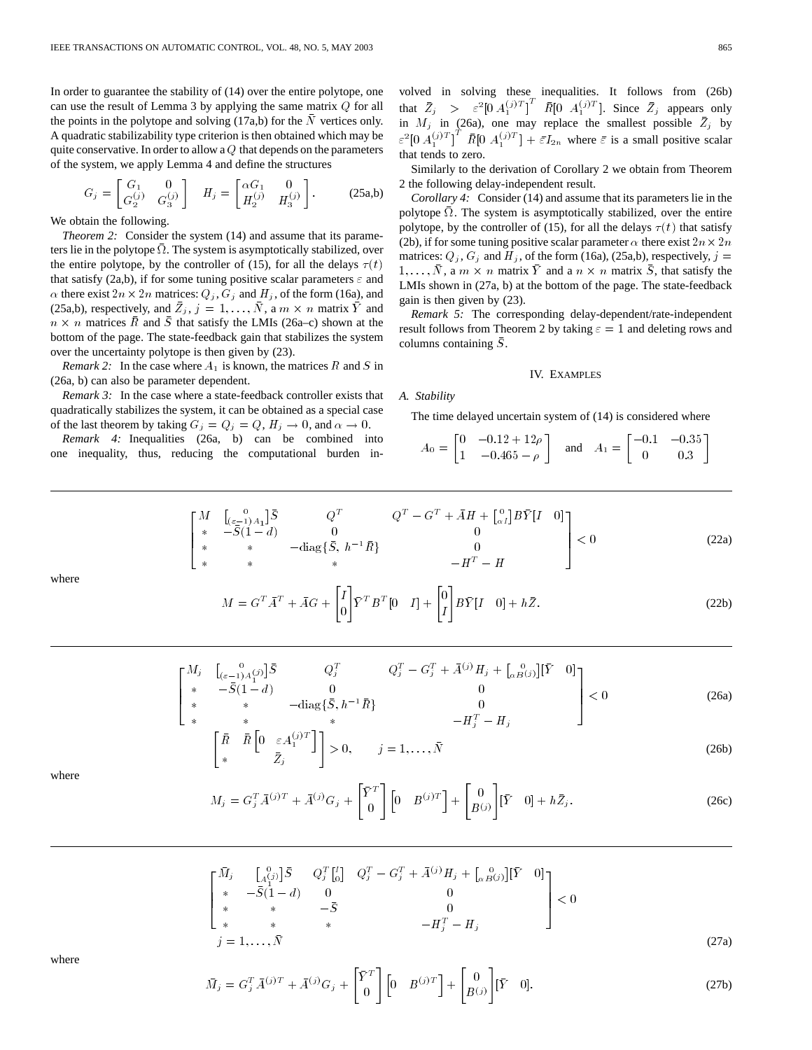In order to guarantee the stability of (14) over the entire polytope, one can use the result of Lemma 3 by applying the same matrix $Q$ for all the points in the polytope and solving (17a,b) for the $\bar{N}$ vertices only. A quadratic stabilizability type criterion is then obtained which may be quite conservative. In order to allow a $Q$ that depends on the parameters of the system, we apply Lemma 4 and define the structures

$$G_j = \begin{bmatrix} G_1 & 0 \\ G_2^{(j)} & G_3^{(j)} \end{bmatrix} \quad H_j = \begin{bmatrix} \alpha G_1 & 0 \\ H_2^{(j)} & H_3^{(j)} \end{bmatrix}. \tag{25a,b}$$

We obtain the following.

*Theorem 2:* Consider the system (14) and assume that its parameters lie in the polytope $\bar{\Omega}$. The system is asymptotically stabilized, over the entire polytope, by the controller of (15), for all the delays $\tau(t)$ that satisfy (2a,b), if for some tuning positive scalar parameters $\varepsilon$ and $\alpha$ there exist $2n \times 2n$ matrices: $Q_j$, $G_j$ and $H_j$, of the form (16a), and (25a,b), respectively, and $\bar{Z}_j$, $j = 1, \ldots, \bar{N}$, a $m \times n$ matrix $\bar{Y}$ and $n \times n$ matrices $\bar{R}$ and $\bar{S}$ that satisfy the LMIs (26a–c) shown at the bottom of the page. The state-feedback gain that stabilizes the system over the uncertainty polytope is then given by (23).

*Remark 2:* In the case where $A_1$ is known, the matrices $R$ and $S$ in (26a, b) can also be parameter dependent.

*Remark 3:* In the case where a state-feedback controller exists that quadratically stabilizes the system, it can be obtained as a special case of the last theorem by taking $G_j = Q_j = Q$, $H_j \to 0$, and $\alpha \to 0$.

*Remark 4:* Inequalities (26a, b) can be combined into one inequality, thus, reducing the computational burden involved in solving these inequalities. It follows from (26b) that $\bar{Z}_j > \varepsilon^2 [0 \ A_1^{(j)T}]^T \ \bar{R} [0 \ A_1^{(j)T}]$. Since $\bar{Z}_j$ appears only in $M_j$ in (26a), one may replace the smallest possible $\bar{Z}_j$ by $\varepsilon^2 [0 \ A_1^{(j)T}]^T \ \bar{R} [0 \ A_1^{(j)T}] + \bar{\varepsilon} I_{2n}$ where $\bar{\varepsilon}$ is a small positive scalar that tends to zero.

Similarly to the derivation of Corollary 2 we obtain from Theorem 2 the following delay-independent result.

*Corollary 4:* Consider (14) and assume that its parameters lie in the polytope $\bar{\Omega}$. The system is asymptotically stabilized, over the entire polytope, by the controller of (15), for all the delays $\tau(t)$ that satisfy (2b), if for some tuning positive scalar parameter $\alpha$ there exist $2n \times 2n$ matrices: $Q_j$, $G_j$ and $H_j$, of the form (16a), (25a,b), respectively, $j = 1, \ldots, \bar{N}$, a $m \times n$ matrix $\bar{Y}$ and a $n \times n$ matrix $\bar{S}$, that satisfy the LMIs shown in (27a, b) at the bottom of the page. The state-feedback gain is then given by (23).

*Remark 5:* The corresponding delay-dependent/rate-independent result follows from Theorem 2 by taking $\varepsilon = 1$ and deleting rows and columns containing $\bar{S}$.

## IV. Examples

### A. Stability

The time delayed uncertain system of (14) is considered where

$$A_0 = \begin{bmatrix} 0 & -0.12 + 12\rho \\ 1 & -0.465 - \rho \end{bmatrix} \quad \text{and} \quad A_1 = \begin{bmatrix} -0.1 & -0.35 \\ 0 & 0.3 \end{bmatrix}$$

---

$$\begin{bmatrix} M & \left[\begin{smallmatrix} 0 \\ (\varepsilon-1)A_1 \end{smallmatrix}\right]\bar{S} & Q^T & Q^T - G^T + \bar{A}H + \left[\begin{smallmatrix} 0 \\ \alpha I \end{smallmatrix}\right] B\bar{Y}[I \quad 0] \\ * & -\bar{S}(1-d) & 0 & 0 \\ * & * & -\mathrm{diag}\{\bar{S},\ h^{-1}\bar{R}\} & 0 \\ * & * & * & -H^T - H \end{bmatrix} < 0 \tag{22a}$$

where

$$M = G^T \bar{A}^T + \bar{A} G + \begin{bmatrix} I \\ 0 \end{bmatrix} \bar{Y}^T B^T [0 \quad I] + \begin{bmatrix} 0 \\ I \end{bmatrix} B \bar{Y} [I \quad 0] + h\bar{Z}. \tag{22b}$$

---

$$\begin{bmatrix} M_j & \left[\begin{smallmatrix} 0 \\ (\varepsilon-1)A_1^{(j)} \end{smallmatrix}\right]\bar{S} & Q_j^T & Q_j^T - G_j^T + \bar{A}^{(j)}H_j + \left[\begin{smallmatrix} 0 \\ \alpha B^{(j)} \end{smallmatrix}\right][\bar{Y} \quad 0] \\ * & -\bar{S}(1-d) & 0 & 0 \\ * & * & -\mathrm{diag}\{\bar{S}, h^{-1}\bar{R}\} & 0 \\ * & * & * & -H_j^T - H_j \end{bmatrix} < 0 \tag{26a}$$

$$\begin{bmatrix} \bar{R} & \bar{R}\left[0 \quad \varepsilon A_1^{(j)T}\right] \\ * & \bar{Z}_j \end{bmatrix} > 0, \qquad j = 1, \ldots, \bar{N} \tag{26b}$$

where

$$M_j = G_j^T \bar{A}^{(j)T} + \bar{A}^{(j)} G_j + \begin{bmatrix} \bar{Y}^T \\ 0 \end{bmatrix} \left[0 \quad B^{(j)T}\right] + \begin{bmatrix} 0 \\ B^{(j)} \end{bmatrix} [\bar{Y} \quad 0] + h\bar{Z}_j. \tag{26c}$$

---

$$\begin{bmatrix} \bar{M}_j & \left[\begin{smallmatrix} 0 \\ A_1^{(j)} \end{smallmatrix}\right]\bar{S} & Q_j^T \left[\begin{smallmatrix} I \\ 0 \end{smallmatrix}\right] & Q_j^T - G_j^T + \bar{A}^{(j)}H_j + \left[\begin{smallmatrix} 0 \\ \alpha B^{(j)} \end{smallmatrix}\right][\bar{Y} \quad 0] \\ * & -\bar{S}(1-d) & 0 & 0 \\ * & * & -\bar{S} & 0 \\ * & * & * & -H_j^T - H_j \end{bmatrix} < 0$$

$$j = 1, \ldots, \bar{N} \tag{27a}$$

where

$$\bar{M}_j = G_j^T \bar{A}^{(j)T} + \bar{A}^{(j)} G_j + \begin{bmatrix} \bar{Y}^T \\ 0 \end{bmatrix} \left[0 \quad B^{(j)T}\right] + \begin{bmatrix} 0 \\ B^{(j)} \end{bmatrix} [\bar{Y} \quad 0]. \tag{27b}$$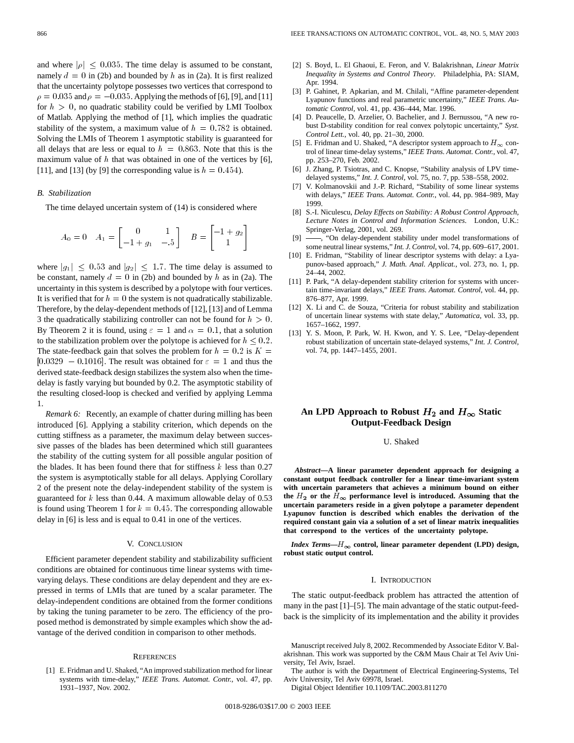and where $|\rho| \leq 0.035$. The time delay is assumed to be constant, namely $d = 0$ in (2b) and bounded by $h$ as in (2a). It is first realized that the uncertainty polytope possesses two vertices that correspond to $\rho = 0.035$ and $\rho = -0.035$. Applying the methods of [6], [9], and [11] for $h > 0$, no quadratic stability could be verified by LMI Toolbox of Matlab. Applying the method of [1], which implies the quadratic stability of the system, a maximum value of $h = 0.782$ is obtained. Solving the LMIs of Theorem 1 asymptotic stability is guaranteed for all delays that are less or equal to $h = 0.863$. Note that this is the maximum value of $h$ that was obtained in one of the vertices by [6], [11], and [13] (by [9] the corresponding value is $h = 0.454$).

### B. Stabilization

The time delayed uncertain system of (14) is considered where

$$A_0 = 0 \quad A_1 = \begin{bmatrix} 0 & 1 \\ -1 + g_1 & -.5 \end{bmatrix} \quad B = \begin{bmatrix} -1 + g_2 \\ 1 \end{bmatrix}$$

where $|g_1| \leq 0.53$ and $|g_2| \leq 1.7$. The time delay is assumed to be constant, namely $d = 0$ in (2b) and bounded by $h$ as in (2a). The uncertainty in this system is described by a polytope with four vertices. It is verified that for $h = 0$ the system is not quadratically stabilizable. Therefore, by the delay-dependent methods of [12], [13] and of Lemma 3 the quadratically stabilizing controller can not be found for $h > 0$. By Theorem 2 it is found, using $\varepsilon = 1$ and $\alpha = 0.1$, that a solution to the stabilization problem over the polytope is achieved for $h \leq 0.2$. The state-feedback gain that solves the problem for $h = 0.2$ is $K = [0.0329 \;\; -0.1016]$. The result was obtained for $\varepsilon = 1$ and thus the derived state-feedback design stabilizes the system also when the time-delay is fastly varying but bounded by 0.2. The asymptotic stability of the resulting closed-loop is checked and verified by applying Lemma 1.

*Remark 6:* Recently, an example of chatter during milling has been introduced [6]. Applying a stability criterion, which depends on the cutting stiffness as a parameter, the maximum delay between successive passes of the blades has been determined which still guarantees the stability of the cutting system for all possible angular position of the blades. It has been found there that for stiffness $k$ less than 0.27 the system is asymptotically stable for all delays. Applying Corollary 2 of the present note the delay-independent stability of the system is guaranteed for $k$ less than 0.44. A maximum allowable delay of 0.53 is found using Theorem 1 for $k = 0.45$. The corresponding allowable delay in [6] is less and is equal to 0.41 in one of the vertices.

## V. Conclusion

Efficient parameter dependent stability and stabilizability sufficient conditions are obtained for continuous time linear systems with time-varying delays. These conditions are delay dependent and they are expressed in terms of LMIs that are tuned by a scalar parameter. The delay-independent conditions are obtained from the former conditions by taking the tuning parameter to be zero. The efficiency of the proposed method is demonstrated by simple examples which show the advantage of the derived condition in comparison to other methods.

## References

[1] E. Fridman and U. Shaked, "An improved stabilization method for linear systems with time-delay," *IEEE Trans. Automat. Contr.*, vol. 47, pp. 1931–1937, Nov. 2002.

[2] S. Boyd, L. El Ghaoui, E. Feron, and V. Balakrishnan, *Linear Matrix Inequality in Systems and Control Theory*. Philadelphia, PA: SIAM, Apr. 1994.

[3] P. Gahinet, P. Apkarian, and M. Chilali, "Affine parameter-dependent Lyapunov functions and real parametric uncertainty," *IEEE Trans. Automatic Control*, vol. 41, pp. 436–444, Mar. 1996.

[4] D. Peaucelle, D. Arzelier, O. Bachelier, and J. Bernussou, "A new robust D-stability condition for real convex polytopic uncertainty," *Syst. Control Lett.*, vol. 40, pp. 21–30, 2000.

[5] E. Fridman and U. Shaked, "A descriptor system approach to $H_\infty$ control of linear time-delay systems," *IEEE Trans. Automat. Contr.*, vol. 47, pp. 253–270, Feb. 2002.

[6] J. Zhang, P. Tsiotras, and C. Knopse, "Stability analysis of LPV time-delayed systems," *Int. J. Control*, vol. 75, no. 7, pp. 538–558, 2002.

[7] V. Kolmanovskii and J.-P. Richard, "Stability of some linear systems with delays," *IEEE Trans. Automat. Contr.*, vol. 44, pp. 984–989, May 1999.

[8] S.-I. Niculescu, *Delay Effects on Stability: A Robust Control Approach, Lecture Notes in Control and Information Sciences*. London, U.K.: Springer-Verlag, 2001, vol. 269.

[9] ——, "On delay-dependent stability under model transformations of some neutral linear systems," *Int. J. Control*, vol. 74, pp. 609–617, 2001.

[10] E. Fridman, "Stability of linear descriptor systems with delay: a Lyapunov-based approach," *J. Math. Anal. Applicat.*, vol. 273, no. 1, pp. 24–44, 2002.

[11] P. Park, "A delay-dependent stability criterion for systems with uncertain time-invariant delays," *IEEE Trans. Automat. Control*, vol. 44, pp. 876–877, Apr. 1999.

[12] X. Li and C. de Souza, "Criteria for robust stability and stabilization of uncertain linear systems with state delay," *Automatica*, vol. 33, pp. 1657–1662, 1997.

[13] Y. S. Moon, P. Park, W. H. Kwon, and Y. S. Lee, "Delay-dependent robust stabilization of uncertain state-delayed systems," *Int. J. Control*, vol. 74, pp. 1447–1455, 2001.

# An LPD Approach to Robust $H_2$ and $H_\infty$ Static Output-Feedback Design

U. Shaked

***Abstract*—A linear parameter dependent approach for designing a constant output feedback controller for a linear time-invariant system with uncertain parameters that achieves a minimum bound on either the $H_2$ or the $H_\infty$ performance level is introduced. Assuming that the uncertain parameters reside in a given polytope a parameter dependent Lyapunov function is described which enables the derivation of the required constant gain via a solution of a set of linear matrix inequalities that correspond to the vertices of the uncertainty polytope.**

***Index Terms*—$H_\infty$ control, linear parameter dependent (LPD) design, robust static output control.**

## I. Introduction

The static output-feedback problem has attracted the attention of many in the past [1]–[5]. The main advantage of the static output-feedback is the simplicity of its implementation and the ability it provides

Manuscript received July 8, 2002. Recommended by Associate Editor V. Balakrishnan. This work was supported by the C&M Maus Chair at Tel Aviv University, Tel Aviv, Israel.

The author is with the Department of Electrical Engineering-Systems, Tel Aviv University, Tel Aviv 69978, Israel.

Digital Object Identifier 10.1109/TAC.2003.811270

0018-9286/03$17.00 © 2003 IEEE